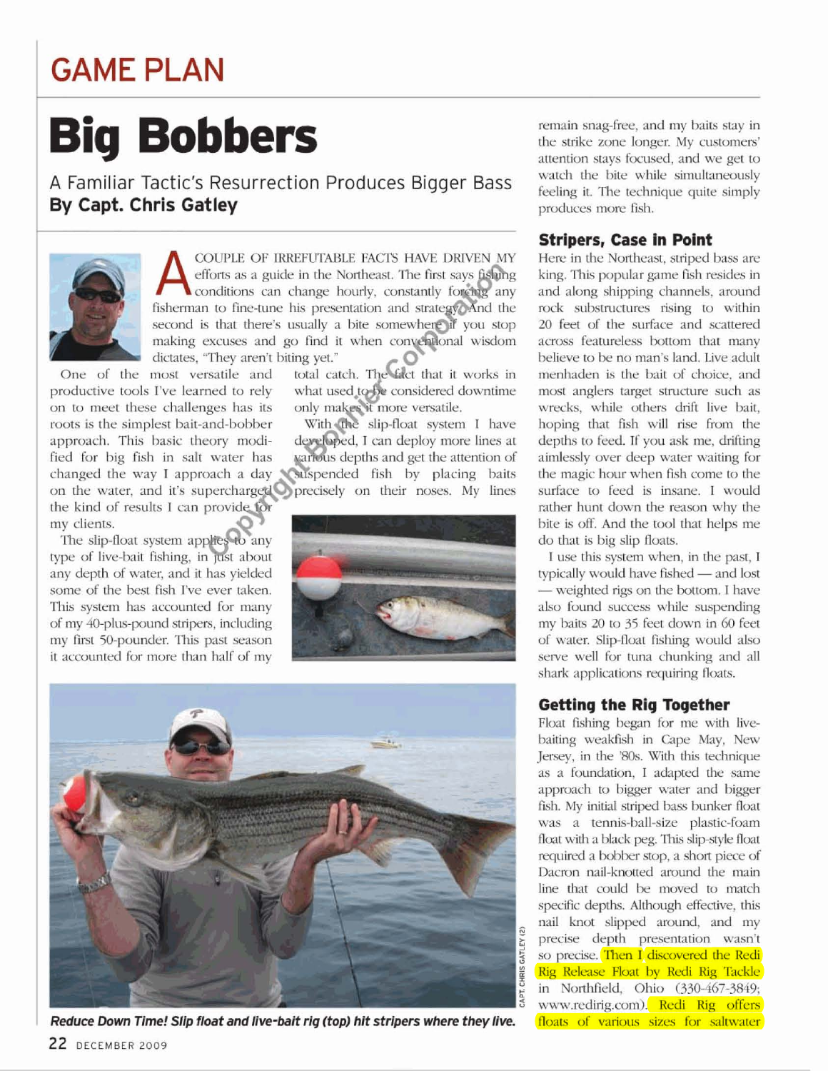# GAME PLAN

# Big Bobbers

## A Familiar Tactic's Resurrection Produces Bigger Bass

**By Capt. Chris Gatley**

A COUPLE OF IRREFUTABLE FACTS HAVE DRIVEN MY efforts as a guide in the Northeast. The first says fishing conditions can change hourly, constantly forcing any fisherman to fine-tune his presentation and strategy. And the second is that there's usually a bite somewhere if you stop making excuses and go find it when conventional wisdom dictates, "They aren't biting yet."

One of the most versatile and productive tools I've learned to rely on to meet these challenges has its roots is the simplest bait-and-bobber approach. This basic theory modified for big fish in salt water has changed the way I approach a day on the water, and it's supercharged the kind of results I can provide for my clients.

The slip-float system applies to any type of live-bait fishing, in just about any depth of water, and it has yielded some of the best fish I've ever taken. This system has accounted for many of my 40-plus-pound stripers, including my first 50-pounder. This past season it accounted for more than half of my total catch. The fact that it works in what used to be considered downtime only makes it more versatile.

With the slip-float system I have developed, I can deploy more lines at various depths and get the attention of suspended fish by placing baits precisely on their noses. My lines remain snag-free, and my baits stay in the strike zone longer. My customers' attention stays focused, and we get to watch the bite while simultaneously feeling it. The technique quite simply produces more fish.

Reduce Down Time! Slip float and live-bait rig (top) hit stripers where they live.

### Stripers, Case in Point

Here in the Northeast, striped bass are king. This popular game fish resides in and along shipping channels, around rock substructures rising to within 20 feet of the surface and scattered across featureless bottom that many believe to be no man's land. Live adult menhaden is the bait of choice, and most anglers target structure such as wrecks, while others drift live bait, hoping that fish will rise from the depths to feed. If you ask me, drifting aimlessly over deep water waiting for the magic hour when fish come to the surface to feed is insane. I would rather hunt down the reason why the bite is off. And the tool that helps me do that is big slip floats.

I use this system when, in the past, I typically would have fished — and lost — weighted rigs on the bottom. I have also found success while suspending my baits 20 to 35 feet down in 60 feet of water. Slip-float fishing would also serve well for tuna chunking and all shark applications requiring floats.

### Getting the Rig Together

Float fishing began for me with live-baiting weakfish in Cape May, New Jersey, in the '80s. With this technique as a foundation, I adapted the same approach to bigger water and bigger fish. My initial striped bass bunker float was a tennis-ball-size plastic-foam float with a black peg. This slip-style float required a bobber stop, a short piece of Dacron nail-knotted around the main line that could be moved to match specific depths. Although effective, this nail knot slipped around, and my precise depth presentation wasn't so precise. Then I discovered the Redi Rig Release Float by Redi Rig Tackle in Northfield, Ohio (330-467-3849; www.redirig.com). Redi Rig offers floats of various sizes for saltwater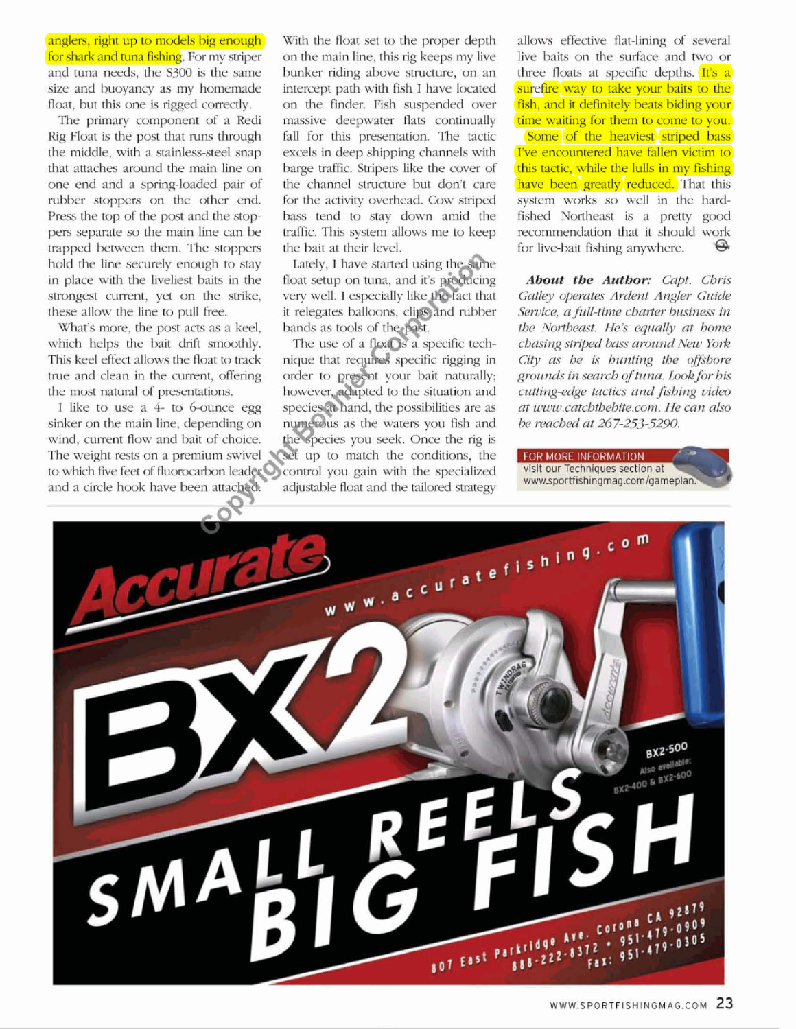anglers, right up to models big enough for shark and tuna fishing. For my striper and tuna needs, the S300 is the same size and buoyancy as my homemade float, but this one is rigged correctly.

The primary component of a Redi Rig Float is the post that runs through the middle, with a stainless-steel snap that attaches around the main line on one end and a spring-loaded pair of rubber stoppers on the other end. Press the top of the post and the stoppers separate so the main line can be trapped between them. The stoppers hold the line securely enough to stay in place with the liveliest baits in the strongest current, yet on the strike, these allow the line to pull free.

What's more, the post acts as a keel, which helps the bait drift smoothly. This keel effect allows the float to track true and clean in the current, offering the most natural of presentations.

I like to use a 4- to 6-ounce egg sinker on the main line, depending on wind, current flow and bait of choice. The weight rests on a premium swivel to which five feet of fluorocarbon leader and a circle hook have been attached.

With the float set to the proper depth on the main line, this rig keeps my live bunker riding above structure, on an intercept path with fish I have located on the finder. Fish suspended over massive deepwater flats continually fall for this presentation. The tactic excels in deep shipping channels with barge traffic. Stripers like the cover of the channel structure but don't care for the activity overhead. Cow striped bass tend to stay down amid the traffic. This system allows me to keep the bait at their level.

Lately, I have started using the same float setup on tuna, and it's producing very well. I especially like the fact that it relegates balloons, clips and rubber bands as tools of the past.

The use of a float is a specific technique that requires specific rigging in order to present your bait naturally; however, adapted to the situation and species at hand, the possibilities are as numerous as the waters you fish and the species you seek. Once the rig is set up to match the conditions, the control you gain with the specialized adjustable float and the tailored strategy allows effective flat-lining of several live baits on the surface and two or three floats at specific depths. It's a surefire way to take your baits to the fish, and it definitely beats biding your time waiting for them to come to you.

Some of the heaviest striped bass I've encountered have fallen victim to this tactic, while the lulls in my fishing have been greatly reduced. That this system works so well in the hard-fished Northeast is a pretty good recommendation that it should work for live-bait fishing anywhere.

***About the Author:*** *Capt. Chris Gatley operates Ardent Angler Guide Service, a full-time charter business in the Northeast. He's equally at home chasing striped bass around New York City as he is hunting the offshore grounds in search of tuna. Look for his cutting-edge tactics and fishing video at www.catchthebite.com. He can also be reached at 267-253-5290.*

FOR MORE INFORMATION
visit our Techniques section at www.sportfishingmag.com/gameplan.

Accurate
www.accuratefishing.com
BX2
BX2-500
Also available: BX2-400 & BX2-600
SMALL REELS BIG FISH
807 East Parkridge Ave. Corona CA 92879
888-222-8372 • 951-479-0909
Fax: 951-479-0305